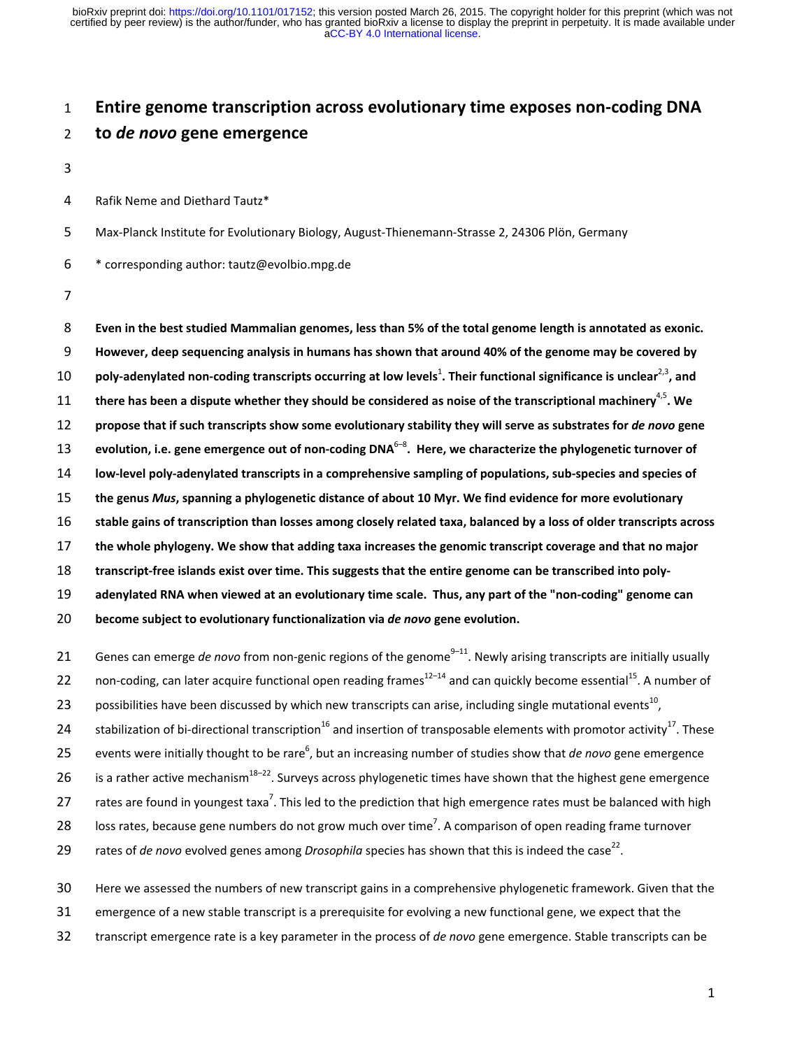# Entire genome transcription across evolutionary time exposes non-coding DNA to *de novo* gene emergence

Rafik Neme and Diethard Tautz*

Max-Planck Institute for Evolutionary Biology, August-Thienemann-Strasse 2, 24306 Plön, Germany

* corresponding author: tautz@evolbio.mpg.de

**Even in the best studied Mammalian genomes, less than 5% of the total genome length is annotated as exonic. However, deep sequencing analysis in humans has shown that around 40% of the genome may be covered by poly-adenylated non-coding transcripts occurring at low levels[1]. Their functional significance is unclear[2,3], and there has been a dispute whether they should be considered as noise of the transcriptional machinery[4,5]. We propose that if such transcripts show some evolutionary stability they will serve as substrates for *de novo* gene evolution, i.e. gene emergence out of non-coding DNA[6–8]. Here, we characterize the phylogenetic turnover of low-level poly-adenylated transcripts in a comprehensive sampling of populations, sub-species and species of the genus *Mus*, spanning a phylogenetic distance of about 10 Myr. We find evidence for more evolutionary stable gains of transcription than losses among closely related taxa, balanced by a loss of older transcripts across the whole phylogeny. We show that adding taxa increases the genomic transcript coverage and that no major transcript-free islands exist over time. This suggests that the entire genome can be transcribed into poly-adenylated RNA when viewed at an evolutionary time scale. Thus, any part of the "non-coding" genome can become subject to evolutionary functionalization via *de novo* gene evolution.**

Genes can emerge *de novo* from non-genic regions of the genome[9–11]. Newly arising transcripts are initially usually non-coding, can later acquire functional open reading frames[12–14] and can quickly become essential[15]. A number of possibilities have been discussed by which new transcripts can arise, including single mutational events[10], stabilization of bi-directional transcription[16] and insertion of transposable elements with promotor activity[17]. These events were initially thought to be rare[6], but an increasing number of studies show that *de novo* gene emergence is a rather active mechanism[18–22]. Surveys across phylogenetic times have shown that the highest gene emergence rates are found in youngest taxa[7]. This led to the prediction that high emergence rates must be balanced with high loss rates, because gene numbers do not grow much over time[7]. A comparison of open reading frame turnover rates of *de novo* evolved genes among *Drosophila* species has shown that this is indeed the case[22].

Here we assessed the numbers of new transcript gains in a comprehensive phylogenetic framework. Given that the emergence of a new stable transcript is a prerequisite for evolving a new functional gene, we expect that the transcript emergence rate is a key parameter in the process of *de novo* gene emergence. Stable transcripts can be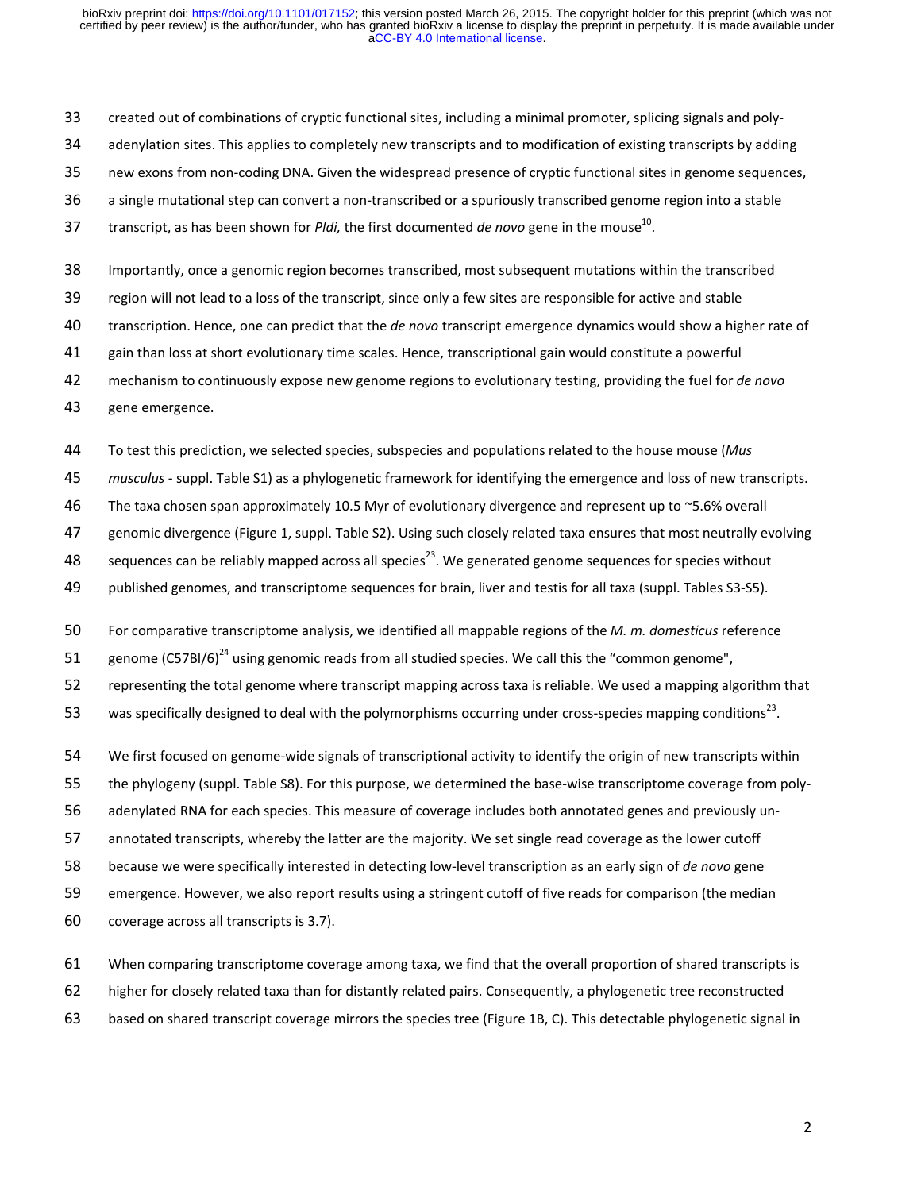created out of combinations of cryptic functional sites, including a minimal promoter, splicing signals and poly-adenylation sites. This applies to completely new transcripts and to modification of existing transcripts by adding new exons from non-coding DNA. Given the widespread presence of cryptic functional sites in genome sequences, a single mutational step can convert a non-transcribed or a spuriously transcribed genome region into a stable transcript, as has been shown for *Pldi,* the first documented *de novo* gene in the mouse[10].

Importantly, once a genomic region becomes transcribed, most subsequent mutations within the transcribed region will not lead to a loss of the transcript, since only a few sites are responsible for active and stable transcription. Hence, one can predict that the *de novo* transcript emergence dynamics would show a higher rate of gain than loss at short evolutionary time scales. Hence, transcriptional gain would constitute a powerful mechanism to continuously expose new genome regions to evolutionary testing, providing the fuel for *de novo* gene emergence.

To test this prediction, we selected species, subspecies and populations related to the house mouse (*Mus musculus* - suppl. Table S1) as a phylogenetic framework for identifying the emergence and loss of new transcripts. The taxa chosen span approximately 10.5 Myr of evolutionary divergence and represent up to ~5.6% overall genomic divergence (Figure 1, suppl. Table S2). Using such closely related taxa ensures that most neutrally evolving sequences can be reliably mapped across all species[23]. We generated genome sequences for species without published genomes, and transcriptome sequences for brain, liver and testis for all taxa (suppl. Tables S3-S5).

For comparative transcriptome analysis, we identified all mappable regions of the *M. m. domesticus* reference genome (C57Bl/6)[24] using genomic reads from all studied species. We call this the "common genome", representing the total genome where transcript mapping across taxa is reliable. We used a mapping algorithm that was specifically designed to deal with the polymorphisms occurring under cross-species mapping conditions[23].

We first focused on genome-wide signals of transcriptional activity to identify the origin of new transcripts within the phylogeny (suppl. Table S8). For this purpose, we determined the base-wise transcriptome coverage from poly-adenylated RNA for each species. This measure of coverage includes both annotated genes and previously un-annotated transcripts, whereby the latter are the majority. We set single read coverage as the lower cutoff because we were specifically interested in detecting low-level transcription as an early sign of *de novo* gene emergence. However, we also report results using a stringent cutoff of five reads for comparison (the median coverage across all transcripts is 3.7).

When comparing transcriptome coverage among taxa, we find that the overall proportion of shared transcripts is higher for closely related taxa than for distantly related pairs. Consequently, a phylogenetic tree reconstructed based on shared transcript coverage mirrors the species tree (Figure 1B, C). This detectable phylogenetic signal in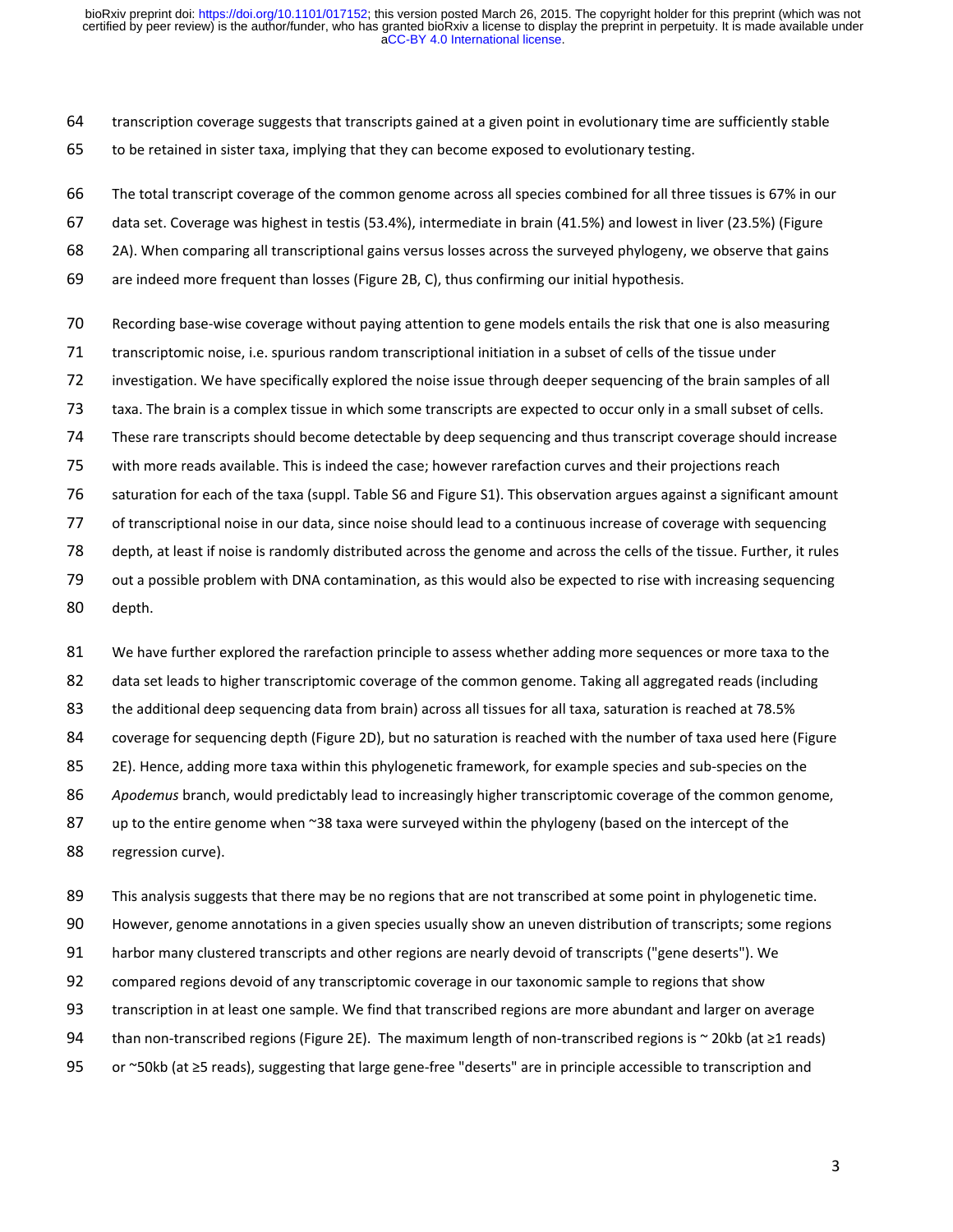transcription coverage suggests that transcripts gained at a given point in evolutionary time are sufficiently stable to be retained in sister taxa, implying that they can become exposed to evolutionary testing.

The total transcript coverage of the common genome across all species combined for all three tissues is 67% in our data set. Coverage was highest in testis (53.4%), intermediate in brain (41.5%) and lowest in liver (23.5%) (Figure 2A). When comparing all transcriptional gains versus losses across the surveyed phylogeny, we observe that gains are indeed more frequent than losses (Figure 2B, C), thus confirming our initial hypothesis.

Recording base-wise coverage without paying attention to gene models entails the risk that one is also measuring transcriptomic noise, i.e. spurious random transcriptional initiation in a subset of cells of the tissue under investigation. We have specifically explored the noise issue through deeper sequencing of the brain samples of all taxa. The brain is a complex tissue in which some transcripts are expected to occur only in a small subset of cells. These rare transcripts should become detectable by deep sequencing and thus transcript coverage should increase with more reads available. This is indeed the case; however rarefaction curves and their projections reach saturation for each of the taxa (suppl. Table S6 and Figure S1). This observation argues against a significant amount of transcriptional noise in our data, since noise should lead to a continuous increase of coverage with sequencing depth, at least if noise is randomly distributed across the genome and across the cells of the tissue. Further, it rules out a possible problem with DNA contamination, as this would also be expected to rise with increasing sequencing depth.

We have further explored the rarefaction principle to assess whether adding more sequences or more taxa to the data set leads to higher transcriptomic coverage of the common genome. Taking all aggregated reads (including the additional deep sequencing data from brain) across all tissues for all taxa, saturation is reached at 78.5% coverage for sequencing depth (Figure 2D), but no saturation is reached with the number of taxa used here (Figure 2E). Hence, adding more taxa within this phylogenetic framework, for example species and sub-species on the *Apodemus* branch, would predictably lead to increasingly higher transcriptomic coverage of the common genome, up to the entire genome when ~38 taxa were surveyed within the phylogeny (based on the intercept of the regression curve).

This analysis suggests that there may be no regions that are not transcribed at some point in phylogenetic time. However, genome annotations in a given species usually show an uneven distribution of transcripts; some regions harbor many clustered transcripts and other regions are nearly devoid of transcripts ("gene deserts"). We compared regions devoid of any transcriptomic coverage in our taxonomic sample to regions that show transcription in at least one sample. We find that transcribed regions are more abundant and larger on average than non-transcribed regions (Figure 2E). The maximum length of non-transcribed regions is ~ 20kb (at ≥1 reads) or ~50kb (at ≥5 reads), suggesting that large gene-free "deserts" are in principle accessible to transcription and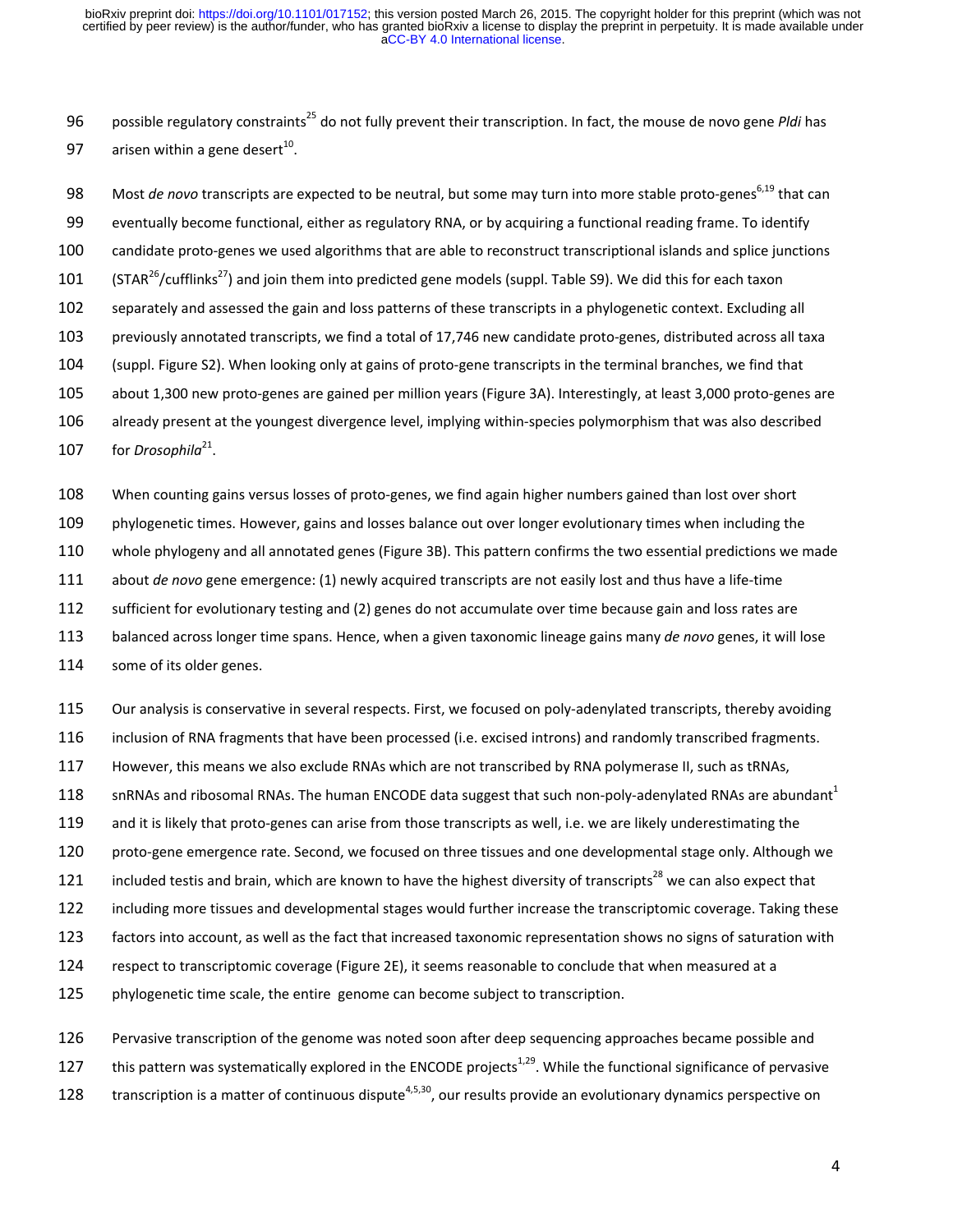possible regulatory constraints[25] do not fully prevent their transcription. In fact, the mouse de novo gene *Pldi* has arisen within a gene desert[10].

Most *de novo* transcripts are expected to be neutral, but some may turn into more stable proto-genes[6,19] that can eventually become functional, either as regulatory RNA, or by acquiring a functional reading frame. To identify candidate proto-genes we used algorithms that are able to reconstruct transcriptional islands and splice junctions (STAR[26]/cufflinks[27]) and join them into predicted gene models (suppl. Table S9). We did this for each taxon separately and assessed the gain and loss patterns of these transcripts in a phylogenetic context. Excluding all previously annotated transcripts, we find a total of 17,746 new candidate proto-genes, distributed across all taxa (suppl. Figure S2). When looking only at gains of proto-gene transcripts in the terminal branches, we find that about 1,300 new proto-genes are gained per million years (Figure 3A). Interestingly, at least 3,000 proto-genes are already present at the youngest divergence level, implying within-species polymorphism that was also described for *Drosophila*[21].

When counting gains versus losses of proto-genes, we find again higher numbers gained than lost over short phylogenetic times. However, gains and losses balance out over longer evolutionary times when including the whole phylogeny and all annotated genes (Figure 3B). This pattern confirms the two essential predictions we made about *de novo* gene emergence: (1) newly acquired transcripts are not easily lost and thus have a life-time sufficient for evolutionary testing and (2) genes do not accumulate over time because gain and loss rates are balanced across longer time spans. Hence, when a given taxonomic lineage gains many *de novo* genes, it will lose some of its older genes.

Our analysis is conservative in several respects. First, we focused on poly-adenylated transcripts, thereby avoiding inclusion of RNA fragments that have been processed (i.e. excised introns) and randomly transcribed fragments. However, this means we also exclude RNAs which are not transcribed by RNA polymerase II, such as tRNAs, snRNAs and ribosomal RNAs. The human ENCODE data suggest that such non-poly-adenylated RNAs are abundant[1] and it is likely that proto-genes can arise from those transcripts as well, i.e. we are likely underestimating the proto-gene emergence rate. Second, we focused on three tissues and one developmental stage only. Although we included testis and brain, which are known to have the highest diversity of transcripts[28] we can also expect that including more tissues and developmental stages would further increase the transcriptomic coverage. Taking these factors into account, as well as the fact that increased taxonomic representation shows no signs of saturation with respect to transcriptomic coverage (Figure 2E), it seems reasonable to conclude that when measured at a phylogenetic time scale, the entire genome can become subject to transcription.

Pervasive transcription of the genome was noted soon after deep sequencing approaches became possible and this pattern was systematically explored in the ENCODE projects[1,29]. While the functional significance of pervasive transcription is a matter of continuous dispute[4,5,30], our results provide an evolutionary dynamics perspective on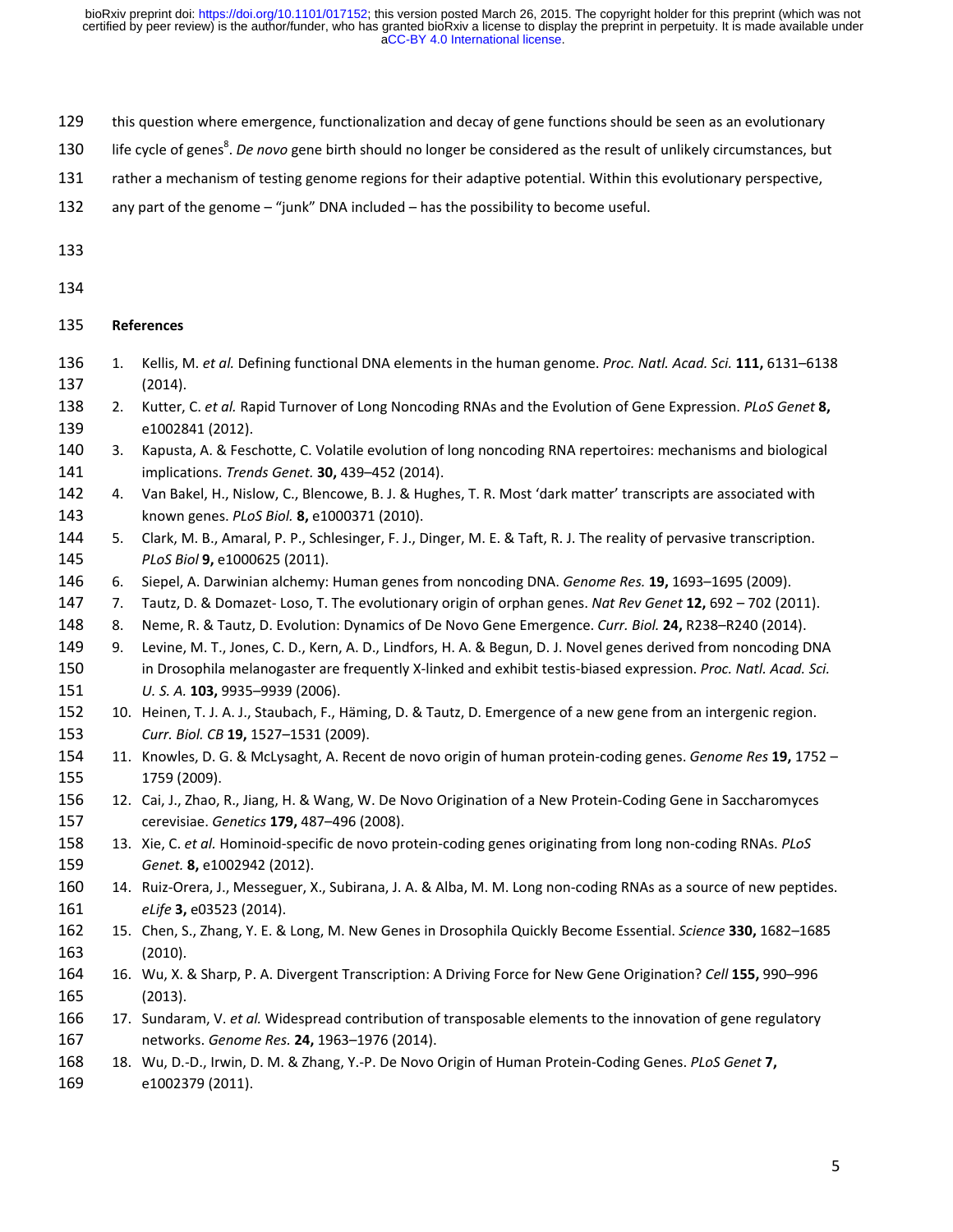this question where emergence, functionalization and decay of gene functions should be seen as an evolutionary life cycle of genes[8]. *De novo* gene birth should no longer be considered as the result of unlikely circumstances, but rather a mechanism of testing genome regions for their adaptive potential. Within this evolutionary perspective, any part of the genome – "junk" DNA included – has the possibility to become useful.

## References

1. Kellis, M. *et al.* Defining functional DNA elements in the human genome. *Proc. Natl. Acad. Sci.* **111,** 6131–6138 (2014).
2. Kutter, C. *et al.* Rapid Turnover of Long Noncoding RNAs and the Evolution of Gene Expression. *PLoS Genet* **8,** e1002841 (2012).
3. Kapusta, A. & Feschotte, C. Volatile evolution of long noncoding RNA repertoires: mechanisms and biological implications. *Trends Genet.* **30,** 439–452 (2014).
4. Van Bakel, H., Nislow, C., Blencowe, B. J. & Hughes, T. R. Most 'dark matter' transcripts are associated with known genes. *PLoS Biol.* **8,** e1000371 (2010).
5. Clark, M. B., Amaral, P. P., Schlesinger, F. J., Dinger, M. E. & Taft, R. J. The reality of pervasive transcription. *PLoS Biol* **9,** e1000625 (2011).
6. Siepel, A. Darwinian alchemy: Human genes from noncoding DNA. *Genome Res.* **19,** 1693–1695 (2009).
7. Tautz, D. & Domazet- Loso, T. The evolutionary origin of orphan genes. *Nat Rev Genet* **12,** 692 – 702 (2011).
8. Neme, R. & Tautz, D. Evolution: Dynamics of De Novo Gene Emergence. *Curr. Biol.* **24,** R238–R240 (2014).
9. Levine, M. T., Jones, C. D., Kern, A. D., Lindfors, H. A. & Begun, D. J. Novel genes derived from noncoding DNA in Drosophila melanogaster are frequently X-linked and exhibit testis-biased expression. *Proc. Natl. Acad. Sci. U. S. A.* **103,** 9935–9939 (2006).
10. Heinen, T. J. A. J., Staubach, F., Häming, D. & Tautz, D. Emergence of a new gene from an intergenic region. *Curr. Biol. CB* **19,** 1527–1531 (2009).
11. Knowles, D. G. & McLysaght, A. Recent de novo origin of human protein-coding genes. *Genome Res* **19,** 1752 – 1759 (2009).
12. Cai, J., Zhao, R., Jiang, H. & Wang, W. De Novo Origination of a New Protein-Coding Gene in Saccharomyces cerevisiae. *Genetics* **179,** 487–496 (2008).
13. Xie, C. *et al.* Hominoid-specific de novo protein-coding genes originating from long non-coding RNAs. *PLoS Genet.* **8,** e1002942 (2012).
14. Ruiz-Orera, J., Messeguer, X., Subirana, J. A. & Alba, M. M. Long non-coding RNAs as a source of new peptides. *eLife* **3,** e03523 (2014).
15. Chen, S., Zhang, Y. E. & Long, M. New Genes in Drosophila Quickly Become Essential. *Science* **330,** 1682–1685 (2010).
16. Wu, X. & Sharp, P. A. Divergent Transcription: A Driving Force for New Gene Origination? *Cell* **155,** 990–996 (2013).
17. Sundaram, V. *et al.* Widespread contribution of transposable elements to the innovation of gene regulatory networks. *Genome Res.* **24,** 1963–1976 (2014).
18. Wu, D.-D., Irwin, D. M. & Zhang, Y.-P. De Novo Origin of Human Protein-Coding Genes. *PLoS Genet* **7,** e1002379 (2011).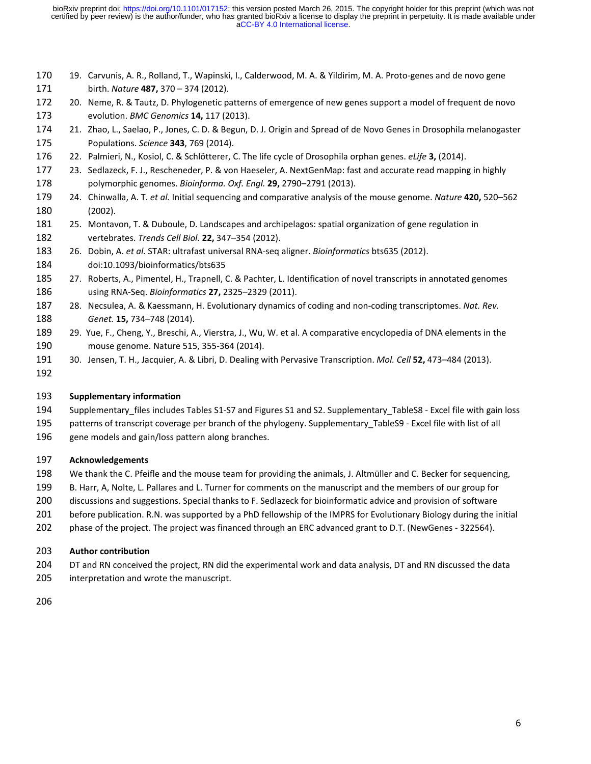19. Carvunis, A. R., Rolland, T., Wapinski, I., Calderwood, M. A. & Yildirim, M. A. Proto-genes and de novo gene birth. *Nature* **487,** 370 – 374 (2012).
20. Neme, R. & Tautz, D. Phylogenetic patterns of emergence of new genes support a model of frequent de novo evolution. *BMC Genomics* **14,** 117 (2013).
21. Zhao, L., Saelao, P., Jones, C. D. & Begun, D. J. Origin and Spread of de Novo Genes in Drosophila melanogaster Populations. *Science* **343**, 769 (2014).
22. Palmieri, N., Kosiol, C. & Schlötterer, C. The life cycle of Drosophila orphan genes. *eLife* **3,** (2014).
23. Sedlazeck, F. J., Rescheneder, P. & von Haeseler, A. NextGenMap: fast and accurate read mapping in highly polymorphic genomes. *Bioinforma. Oxf. Engl.* **29,** 2790–2791 (2013).
24. Chinwalla, A. T. *et al.* Initial sequencing and comparative analysis of the mouse genome. *Nature* **420,** 520–562 (2002).
25. Montavon, T. & Duboule, D. Landscapes and archipelagos: spatial organization of gene regulation in vertebrates. *Trends Cell Biol.* **22,** 347–354 (2012).
26. Dobin, A. *et al.* STAR: ultrafast universal RNA-seq aligner. *Bioinformatics* bts635 (2012). doi:10.1093/bioinformatics/bts635
27. Roberts, A., Pimentel, H., Trapnell, C. & Pachter, L. Identification of novel transcripts in annotated genomes using RNA-Seq. *Bioinformatics* **27,** 2325–2329 (2011).
28. Necsulea, A. & Kaessmann, H. Evolutionary dynamics of coding and non-coding transcriptomes. *Nat. Rev. Genet.* **15,** 734–748 (2014).
29. Yue, F., Cheng, Y., Breschi, A., Vierstra, J., Wu, W. et al. A comparative encyclopedia of DNA elements in the mouse genome. Nature 515, 355-364 (2014).
30. Jensen, T. H., Jacquier, A. & Libri, D. Dealing with Pervasive Transcription. *Mol. Cell* **52,** 473–484 (2013).

## Supplementary information

Supplementary_files includes Tables S1-S7 and Figures S1 and S2. Supplementary_TableS8 - Excel file with gain loss patterns of transcript coverage per branch of the phylogeny. Supplementary_TableS9 - Excel file with list of all gene models and gain/loss pattern along branches.

## Acknowledgements

We thank the C. Pfeifle and the mouse team for providing the animals, J. Altmüller and C. Becker for sequencing, B. Harr, A, Nolte, L. Pallares and L. Turner for comments on the manuscript and the members of our group for discussions and suggestions. Special thanks to F. Sedlazeck for bioinformatic advice and provision of software before publication. R.N. was supported by a PhD fellowship of the IMPRS for Evolutionary Biology during the initial phase of the project. The project was financed through an ERC advanced grant to D.T. (NewGenes - 322564).

## Author contribution

DT and RN conceived the project, RN did the experimental work and data analysis, DT and RN discussed the data interpretation and wrote the manuscript.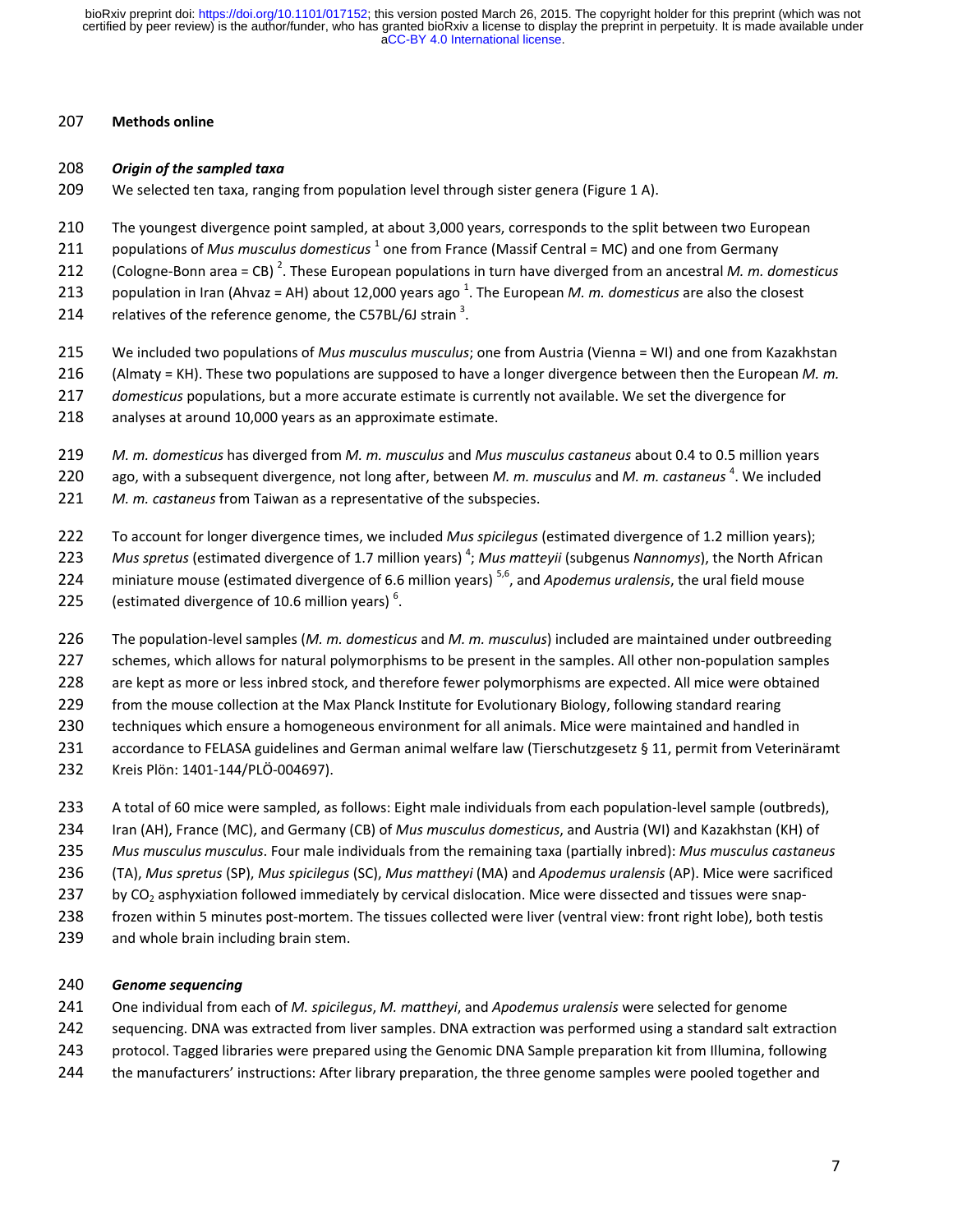## Methods online

### *Origin of the sampled taxa*

We selected ten taxa, ranging from population level through sister genera (Figure 1 A).

The youngest divergence point sampled, at about 3,000 years, corresponds to the split between two European populations of *Mus musculus domesticus* [1] one from France (Massif Central = MC) and one from Germany (Cologne-Bonn area = CB) [2]. These European populations in turn have diverged from an ancestral *M. m. domesticus* population in Iran (Ahvaz = AH) about 12,000 years ago [1]. The European *M. m. domesticus* are also the closest relatives of the reference genome, the C57BL/6J strain [3].

We included two populations of *Mus musculus musculus*; one from Austria (Vienna = WI) and one from Kazakhstan (Almaty = KH). These two populations are supposed to have a longer divergence between then the European *M. m. domesticus* populations, but a more accurate estimate is currently not available. We set the divergence for analyses at around 10,000 years as an approximate estimate.

*M. m. domesticus* has diverged from *M. m. musculus* and *Mus musculus castaneus* about 0.4 to 0.5 million years ago, with a subsequent divergence, not long after, between *M. m. musculus* and *M. m. castaneus* [4]. We included *M. m. castaneus* from Taiwan as a representative of the subspecies.

To account for longer divergence times, we included *Mus spicilegus* (estimated divergence of 1.2 million years); *Mus spretus* (estimated divergence of 1.7 million years) [4]; *Mus matteyii* (subgenus *Nannomys*), the North African miniature mouse (estimated divergence of 6.6 million years) [5,6], and *Apodemus uralensis*, the ural field mouse (estimated divergence of 10.6 million years) [6].

The population-level samples (*M. m. domesticus* and *M. m. musculus*) included are maintained under outbreeding schemes, which allows for natural polymorphisms to be present in the samples. All other non-population samples are kept as more or less inbred stock, and therefore fewer polymorphisms are expected. All mice were obtained from the mouse collection at the Max Planck Institute for Evolutionary Biology, following standard rearing techniques which ensure a homogeneous environment for all animals. Mice were maintained and handled in accordance to FELASA guidelines and German animal welfare law (Tierschutzgesetz § 11, permit from Veterinäramt Kreis Plön: 1401-144/PLÖ-004697).

A total of 60 mice were sampled, as follows: Eight male individuals from each population-level sample (outbreds), Iran (AH), France (MC), and Germany (CB) of *Mus musculus domesticus*, and Austria (WI) and Kazakhstan (KH) of *Mus musculus musculus*. Four male individuals from the remaining taxa (partially inbred): *Mus musculus castaneus* (TA), *Mus spretus* (SP), *Mus spicilegus* (SC), *Mus mattheyi* (MA) and *Apodemus uralensis* (AP). Mice were sacrificed by $CO_2$ asphyxiation followed immediately by cervical dislocation. Mice were dissected and tissues were snap-frozen within 5 minutes post-mortem. The tissues collected were liver (ventral view: front right lobe), both testis and whole brain including brain stem.

### *Genome sequencing*

One individual from each of *M. spicilegus*, *M. mattheyi*, and *Apodemus uralensis* were selected for genome sequencing. DNA was extracted from liver samples. DNA extraction was performed using a standard salt extraction protocol. Tagged libraries were prepared using the Genomic DNA Sample preparation kit from Illumina, following the manufacturers' instructions: After library preparation, the three genome samples were pooled together and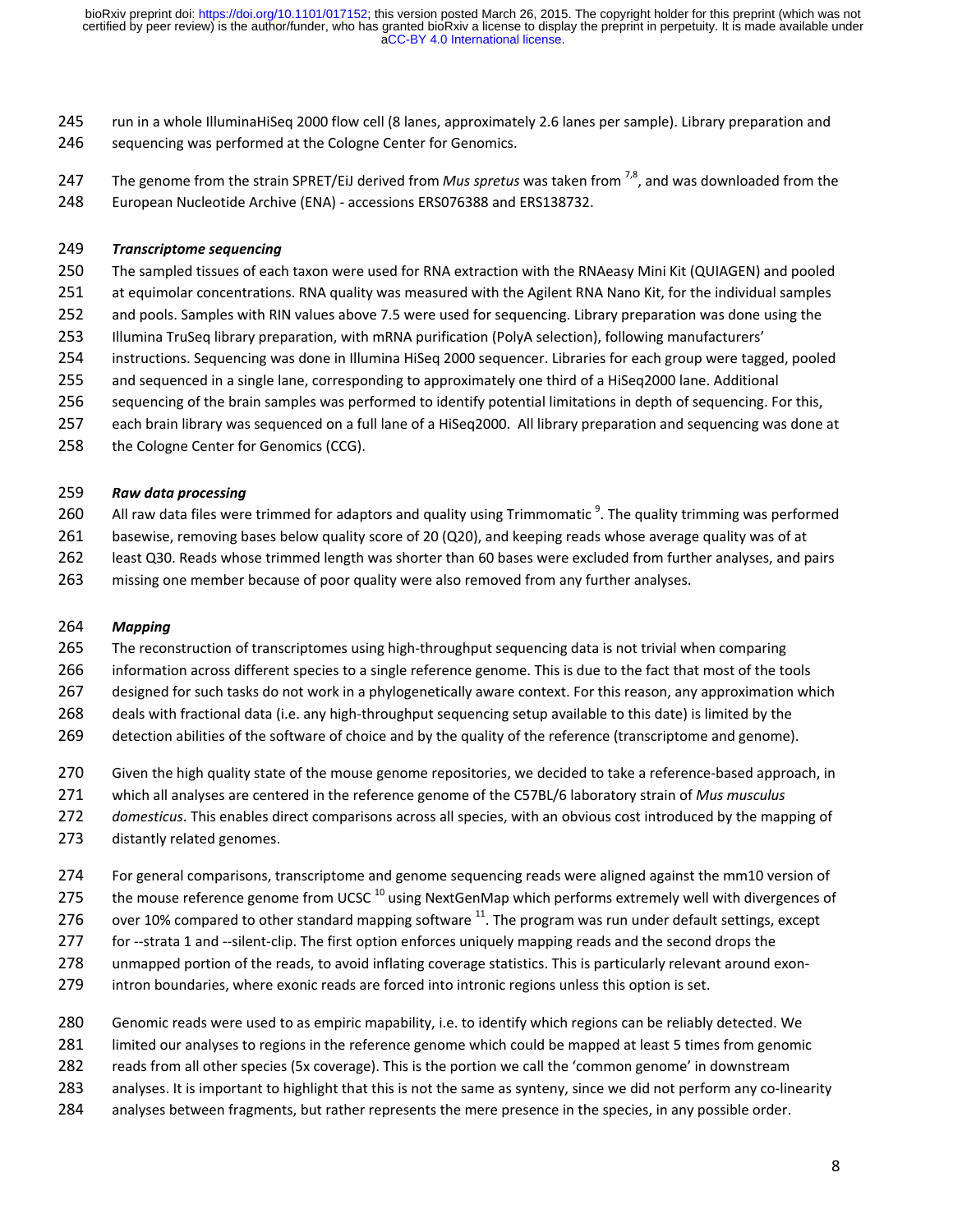run in a whole IlluminaHiSeq 2000 flow cell (8 lanes, approximately 2.6 lanes per sample). Library preparation and sequencing was performed at the Cologne Center for Genomics.

The genome from the strain SPRET/EiJ derived from *Mus spretus* was taken from [7,8], and was downloaded from the European Nucleotide Archive (ENA) - accessions ERS076388 and ERS138732.

***Transcriptome sequencing***

The sampled tissues of each taxon were used for RNA extraction with the RNAeasy Mini Kit (QUIAGEN) and pooled at equimolar concentrations. RNA quality was measured with the Agilent RNA Nano Kit, for the individual samples and pools. Samples with RIN values above 7.5 were used for sequencing. Library preparation was done using the Illumina TruSeq library preparation, with mRNA purification (PolyA selection), following manufacturers' instructions. Sequencing was done in Illumina HiSeq 2000 sequencer. Libraries for each group were tagged, pooled and sequenced in a single lane, corresponding to approximately one third of a HiSeq2000 lane. Additional sequencing of the brain samples was performed to identify potential limitations in depth of sequencing. For this, each brain library was sequenced on a full lane of a HiSeq2000. All library preparation and sequencing was done at the Cologne Center for Genomics (CCG).

***Raw data processing***

All raw data files were trimmed for adaptors and quality using Trimmomatic [9]. The quality trimming was performed basewise, removing bases below quality score of 20 (Q20), and keeping reads whose average quality was of at least Q30. Reads whose trimmed length was shorter than 60 bases were excluded from further analyses, and pairs missing one member because of poor quality were also removed from any further analyses.

***Mapping***

The reconstruction of transcriptomes using high-throughput sequencing data is not trivial when comparing information across different species to a single reference genome. This is due to the fact that most of the tools designed for such tasks do not work in a phylogenetically aware context. For this reason, any approximation which deals with fractional data (i.e. any high-throughput sequencing setup available to this date) is limited by the detection abilities of the software of choice and by the quality of the reference (transcriptome and genome).

Given the high quality state of the mouse genome repositories, we decided to take a reference-based approach, in which all analyses are centered in the reference genome of the C57BL/6 laboratory strain of *Mus musculus domesticus*. This enables direct comparisons across all species, with an obvious cost introduced by the mapping of distantly related genomes.

For general comparisons, transcriptome and genome sequencing reads were aligned against the mm10 version of the mouse reference genome from UCSC [10] using NextGenMap which performs extremely well with divergences of over 10% compared to other standard mapping software [11]. The program was run under default settings, except for --strata 1 and --silent-clip. The first option enforces uniquely mapping reads and the second drops the unmapped portion of the reads, to avoid inflating coverage statistics. This is particularly relevant around exon-intron boundaries, where exonic reads are forced into intronic regions unless this option is set.

Genomic reads were used to as empiric mapability, i.e. to identify which regions can be reliably detected. We limited our analyses to regions in the reference genome which could be mapped at least 5 times from genomic reads from all other species (5x coverage). This is the portion we call the 'common genome' in downstream analyses. It is important to highlight that this is not the same as synteny, since we did not perform any co-linearity analyses between fragments, but rather represents the mere presence in the species, in any possible order.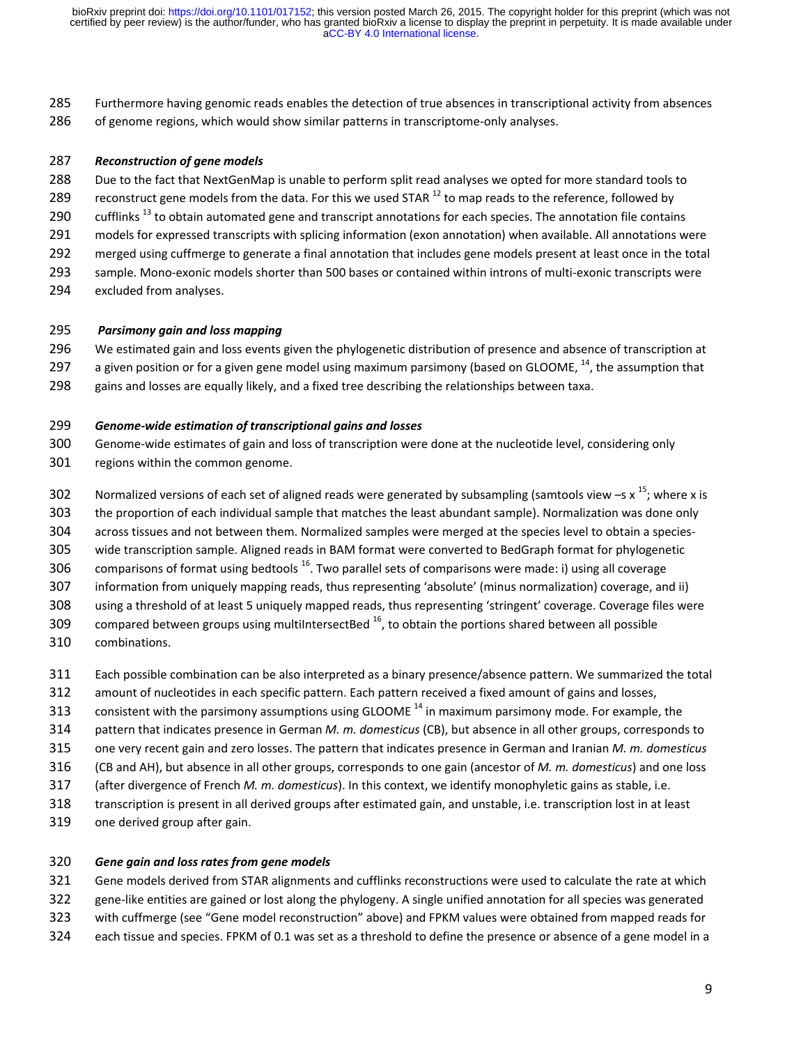Furthermore having genomic reads enables the detection of true absences in transcriptional activity from absences of genome regions, which would show similar patterns in transcriptome-only analyses.

### *Reconstruction of gene models*

Due to the fact that NextGenMap is unable to perform split read analyses we opted for more standard tools to reconstruct gene models from the data. For this we used STAR [12] to map reads to the reference, followed by cufflinks [13] to obtain automated gene and transcript annotations for each species. The annotation file contains models for expressed transcripts with splicing information (exon annotation) when available. All annotations were merged using cuffmerge to generate a final annotation that includes gene models present at least once in the total sample. Mono-exonic models shorter than 500 bases or contained within introns of multi-exonic transcripts were excluded from analyses.

### *Parsimony gain and loss mapping*

We estimated gain and loss events given the phylogenetic distribution of presence and absence of transcription at a given position or for a given gene model using maximum parsimony (based on GLOOME, [14], the assumption that gains and losses are equally likely, and a fixed tree describing the relationships between taxa.

### *Genome-wide estimation of transcriptional gains and losses*

Genome-wide estimates of gain and loss of transcription were done at the nucleotide level, considering only regions within the common genome.

Normalized versions of each set of aligned reads were generated by subsampling (samtools view –s x [15]; where x is the proportion of each individual sample that matches the least abundant sample). Normalization was done only across tissues and not between them. Normalized samples were merged at the species level to obtain a species-wide transcription sample. Aligned reads in BAM format were converted to BedGraph format for phylogenetic comparisons of format using bedtools [16]. Two parallel sets of comparisons were made: i) using all coverage information from uniquely mapping reads, thus representing 'absolute' (minus normalization) coverage, and ii) using a threshold of at least 5 uniquely mapped reads, thus representing 'stringent' coverage. Coverage files were compared between groups using multiIntersectBed [16], to obtain the portions shared between all possible combinations.

Each possible combination can be also interpreted as a binary presence/absence pattern. We summarized the total amount of nucleotides in each specific pattern. Each pattern received a fixed amount of gains and losses, consistent with the parsimony assumptions using GLOOME [14] in maximum parsimony mode. For example, the pattern that indicates presence in German *M. m. domesticus* (CB), but absence in all other groups, corresponds to one very recent gain and zero losses. The pattern that indicates presence in German and Iranian *M. m. domesticus* (CB and AH), but absence in all other groups, corresponds to one gain (ancestor of *M. m. domesticus*) and one loss (after divergence of French *M. m. domesticus*). In this context, we identify monophyletic gains as stable, i.e. transcription is present in all derived groups after estimated gain, and unstable, i.e. transcription lost in at least one derived group after gain.

### *Gene gain and loss rates from gene models*

Gene models derived from STAR alignments and cufflinks reconstructions were used to calculate the rate at which gene-like entities are gained or lost along the phylogeny. A single unified annotation for all species was generated with cuffmerge (see "Gene model reconstruction" above) and FPKM values were obtained from mapped reads for each tissue and species. FPKM of 0.1 was set as a threshold to define the presence or absence of a gene model in a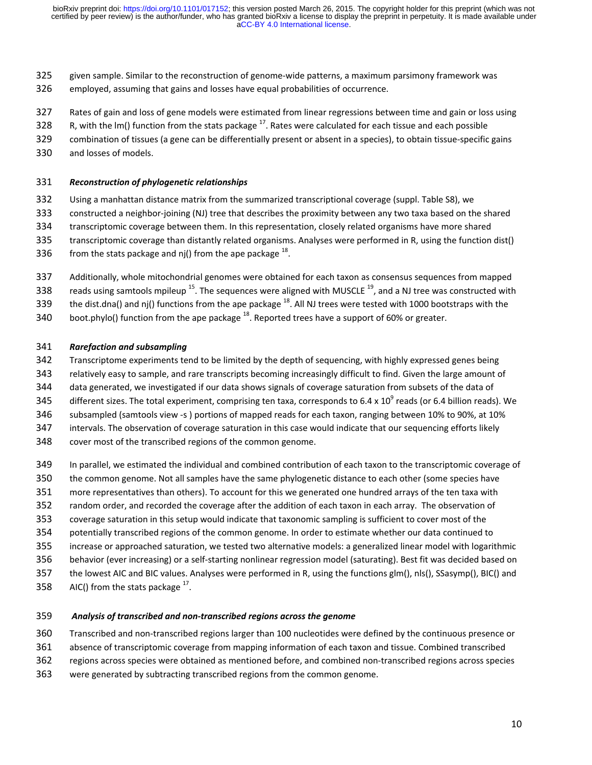given sample. Similar to the reconstruction of genome-wide patterns, a maximum parsimony framework was employed, assuming that gains and losses have equal probabilities of occurrence.

Rates of gain and loss of gene models were estimated from linear regressions between time and gain or loss using R, with the lm() function from the stats package [17]. Rates were calculated for each tissue and each possible combination of tissues (a gene can be differentially present or absent in a species), to obtain tissue-specific gains and losses of models.

***Reconstruction of phylogenetic relationships***

Using a manhattan distance matrix from the summarized transcriptional coverage (suppl. Table S8), we constructed a neighbor-joining (NJ) tree that describes the proximity between any two taxa based on the shared transcriptomic coverage between them. In this representation, closely related organisms have more shared transcriptomic coverage than distantly related organisms. Analyses were performed in R, using the function dist() from the stats package and nj() from the ape package [18].

Additionally, whole mitochondrial genomes were obtained for each taxon as consensus sequences from mapped reads using samtools mpileup [15]. The sequences were aligned with MUSCLE [19], and a NJ tree was constructed with the dist.dna() and nj() functions from the ape package [18]. All NJ trees were tested with 1000 bootstraps with the boot.phylo() function from the ape package [18]. Reported trees have a support of 60% or greater.

***Rarefaction and subsampling***

Transcriptome experiments tend to be limited by the depth of sequencing, with highly expressed genes being relatively easy to sample, and rare transcripts becoming increasingly difficult to find. Given the large amount of data generated, we investigated if our data shows signals of coverage saturation from subsets of the data of different sizes. The total experiment, comprising ten taxa, corresponds to $6.4 \times 10^9$ reads (or 6.4 billion reads). We subsampled (samtools view -s ) portions of mapped reads for each taxon, ranging between 10% to 90%, at 10% intervals. The observation of coverage saturation in this case would indicate that our sequencing efforts likely cover most of the transcribed regions of the common genome.

In parallel, we estimated the individual and combined contribution of each taxon to the transcriptomic coverage of the common genome. Not all samples have the same phylogenetic distance to each other (some species have more representatives than others). To account for this we generated one hundred arrays of the ten taxa with random order, and recorded the coverage after the addition of each taxon in each array. The observation of coverage saturation in this setup would indicate that taxonomic sampling is sufficient to cover most of the potentially transcribed regions of the common genome. In order to estimate whether our data continued to increase or approached saturation, we tested two alternative models: a generalized linear model with logarithmic behavior (ever increasing) or a self-starting nonlinear regression model (saturating). Best fit was decided based on the lowest AIC and BIC values. Analyses were performed in R, using the functions glm(), nls(), SSasymp(), BIC() and AIC() from the stats package [17].

***Analysis of transcribed and non-transcribed regions across the genome***

Transcribed and non-transcribed regions larger than 100 nucleotides were defined by the continuous presence or absence of transcriptomic coverage from mapping information of each taxon and tissue. Combined transcribed regions across species were obtained as mentioned before, and combined non-transcribed regions across species were generated by subtracting transcribed regions from the common genome.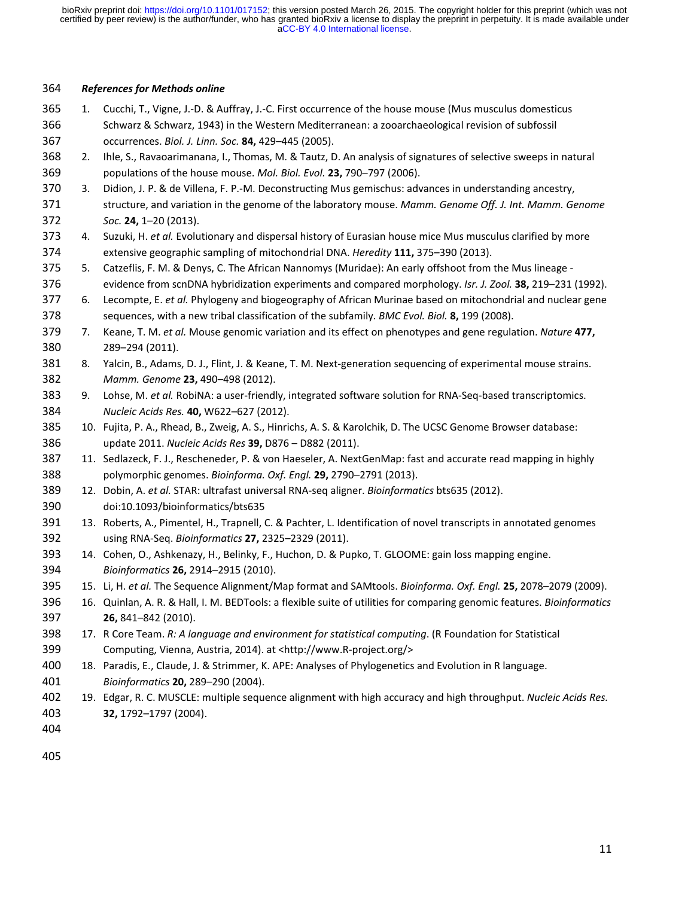***References for Methods online***

1. Cucchi, T., Vigne, J.-D. & Auffray, J.-C. First occurrence of the house mouse (Mus musculus domesticus Schwarz & Schwarz, 1943) in the Western Mediterranean: a zooarchaeological revision of subfossil occurrences. *Biol. J. Linn. Soc.* **84,** 429–445 (2005).
2. Ihle, S., Ravaoarimanana, I., Thomas, M. & Tautz, D. An analysis of signatures of selective sweeps in natural populations of the house mouse. *Mol. Biol. Evol.* **23,** 790–797 (2006).
3. Didion, J. P. & de Villena, F. P.-M. Deconstructing Mus gemischus: advances in understanding ancestry, structure, and variation in the genome of the laboratory mouse. *Mamm. Genome Off. J. Int. Mamm. Genome Soc.* **24,** 1–20 (2013).
4. Suzuki, H. *et al.* Evolutionary and dispersal history of Eurasian house mice Mus musculus clarified by more extensive geographic sampling of mitochondrial DNA. *Heredity* **111,** 375–390 (2013).
5. Catzeflis, F. M. & Denys, C. The African Nannomys (Muridae): An early offshoot from the Mus lineage - evidence from scnDNA hybridization experiments and compared morphology. *Isr. J. Zool.* **38,** 219–231 (1992).
6. Lecompte, E. *et al.* Phylogeny and biogeography of African Murinae based on mitochondrial and nuclear gene sequences, with a new tribal classification of the subfamily. *BMC Evol. Biol.* **8,** 199 (2008).
7. Keane, T. M. *et al.* Mouse genomic variation and its effect on phenotypes and gene regulation. *Nature* **477,** 289–294 (2011).
8. Yalcin, B., Adams, D. J., Flint, J. & Keane, T. M. Next-generation sequencing of experimental mouse strains. *Mamm. Genome* **23,** 490–498 (2012).
9. Lohse, M. *et al.* RobiNA: a user-friendly, integrated software solution for RNA-Seq-based transcriptomics. *Nucleic Acids Res.* **40,** W622–627 (2012).
10. Fujita, P. A., Rhead, B., Zweig, A. S., Hinrichs, A. S. & Karolchik, D. The UCSC Genome Browser database: update 2011. *Nucleic Acids Res* **39,** D876 – D882 (2011).
11. Sedlazeck, F. J., Rescheneder, P. & von Haeseler, A. NextGenMap: fast and accurate read mapping in highly polymorphic genomes. *Bioinforma. Oxf. Engl.* **29,** 2790–2791 (2013).
12. Dobin, A. *et al.* STAR: ultrafast universal RNA-seq aligner. *Bioinformatics* bts635 (2012). doi:10.1093/bioinformatics/bts635
13. Roberts, A., Pimentel, H., Trapnell, C. & Pachter, L. Identification of novel transcripts in annotated genomes using RNA-Seq. *Bioinformatics* **27,** 2325–2329 (2011).
14. Cohen, O., Ashkenazy, H., Belinky, F., Huchon, D. & Pupko, T. GLOOME: gain loss mapping engine. *Bioinformatics* **26,** 2914–2915 (2010).
15. Li, H. *et al.* The Sequence Alignment/Map format and SAMtools. *Bioinforma. Oxf. Engl.* **25,** 2078–2079 (2009).
16. Quinlan, A. R. & Hall, I. M. BEDTools: a flexible suite of utilities for comparing genomic features. *Bioinformatics* **26,** 841–842 (2010).
17. R Core Team. *R: A language and environment for statistical computing*. (R Foundation for Statistical Computing, Vienna, Austria, 2014). at <http://www.R-project.org/>
18. Paradis, E., Claude, J. & Strimmer, K. APE: Analyses of Phylogenetics and Evolution in R language. *Bioinformatics* **20,** 289–290 (2004).
19. Edgar, R. C. MUSCLE: multiple sequence alignment with high accuracy and high throughput. *Nucleic Acids Res.* **32,** 1792–1797 (2004).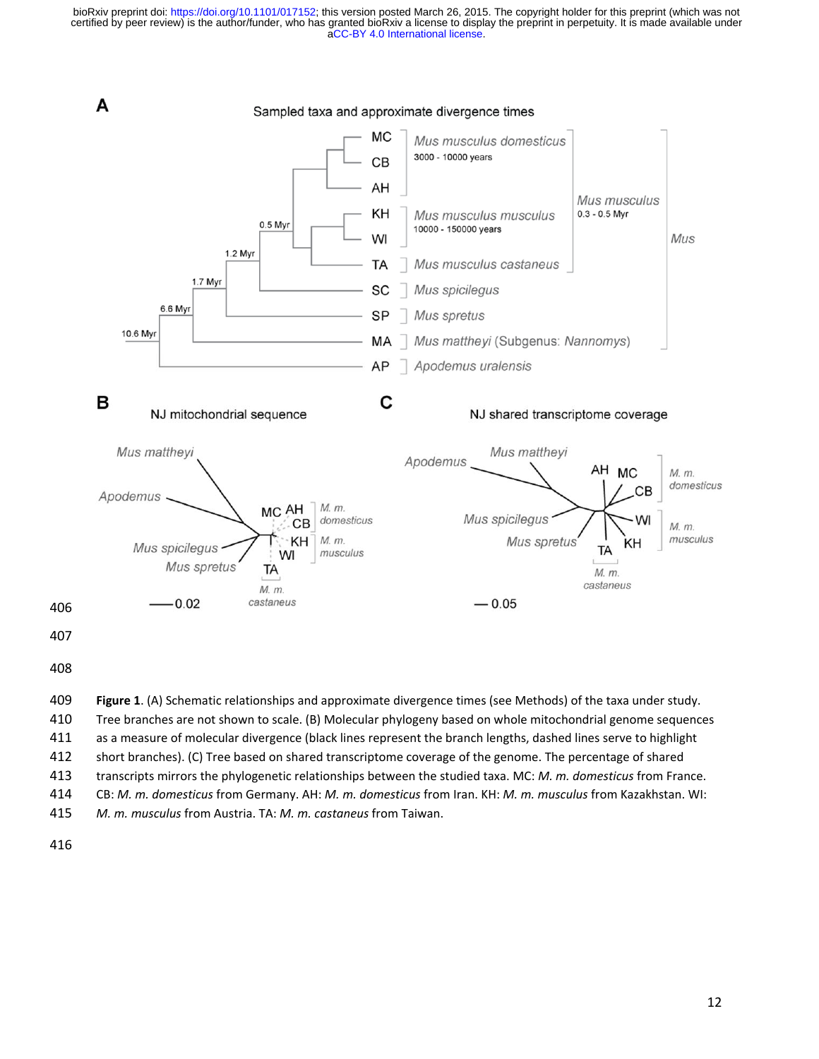**Figure 1**. (A) Schematic relationships and approximate divergence times (see Methods) of the taxa under study. Tree branches are not shown to scale. (B) Molecular phylogeny based on whole mitochondrial genome sequences as a measure of molecular divergence (black lines represent the branch lengths, dashed lines serve to highlight short branches). (C) Tree based on shared transcriptome coverage of the genome. The percentage of shared transcripts mirrors the phylogenetic relationships between the studied taxa. MC: *M. m. domesticus* from France. CB: *M. m. domesticus* from Germany. AH: *M. m. domesticus* from Iran. KH: *M. m. musculus* from Kazakhstan. WI: *M. m. musculus* from Austria. TA: *M. m. castaneus* from Taiwan.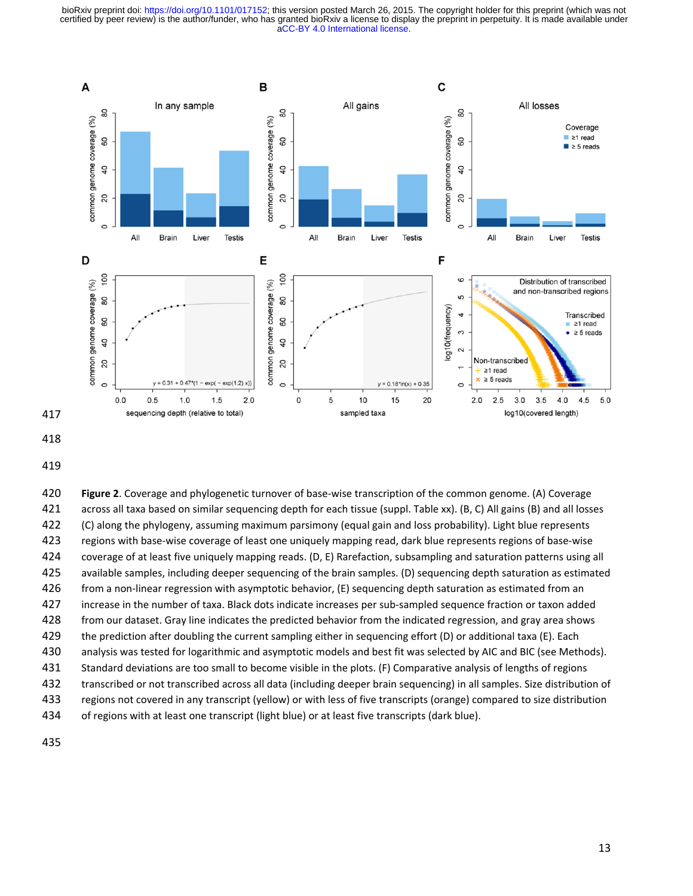**Figure 2**. Coverage and phylogenetic turnover of base-wise transcription of the common genome. (A) Coverage across all taxa based on similar sequencing depth for each tissue (suppl. Table xx). (B, C) All gains (B) and all losses (C) along the phylogeny, assuming maximum parsimony (equal gain and loss probability). Light blue represents regions with base-wise coverage of least one uniquely mapping read, dark blue represents regions of base-wise coverage of at least five uniquely mapping reads. (D, E) Rarefaction, subsampling and saturation patterns using all available samples, including deeper sequencing of the brain samples. (D) sequencing depth saturation as estimated from a non-linear regression with asymptotic behavior, (E) sequencing depth saturation as estimated from an increase in the number of taxa. Black dots indicate increases per sub-sampled sequence fraction or taxon added from our dataset. Gray line indicates the predicted behavior from the indicated regression, and gray area shows the prediction after doubling the current sampling either in sequencing effort (D) or additional taxa (E). Each analysis was tested for logarithmic and asymptotic models and best fit was selected by AIC and BIC (see Methods). Standard deviations are too small to become visible in the plots. (F) Comparative analysis of lengths of regions transcribed or not transcribed across all data (including deeper brain sequencing) in all samples. Size distribution of regions not covered in any transcript (yellow) or with less of five transcripts (orange) compared to size distribution of regions with at least one transcript (light blue) or at least five transcripts (dark blue).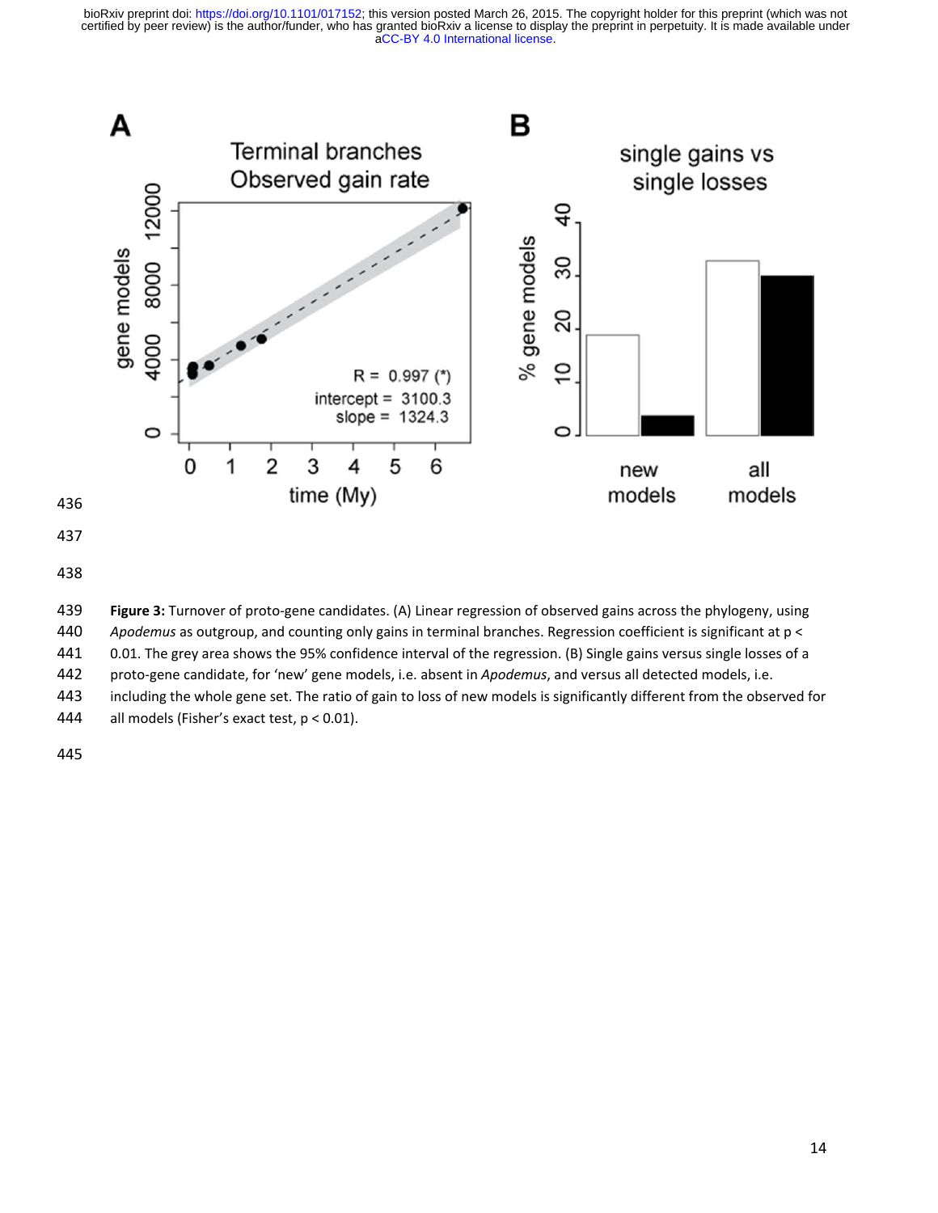A

Terminal branches
Observed gain rate

gene models

0
4000
8000
12000

R = 0.997 (*)
intercept = 3100.3
slope = 1324.3

0 1 2 3 4 5 6
time (My)

B

single gains vs
single losses

% gene models

0
10
20
30
40

new
models

all
models

**Figure 3:** Turnover of proto-gene candidates. (A) Linear regression of observed gains across the phylogeny, using *Apodemus* as outgroup, and counting only gains in terminal branches. Regression coefficient is significant at $p < 0.01$. The grey area shows the 95% confidence interval of the regression. (B) Single gains versus single losses of a proto-gene candidate, for 'new' gene models, i.e. absent in *Apodemus*, and versus all detected models, i.e. including the whole gene set. The ratio of gain to loss of new models is significantly different from the observed for all models (Fisher's exact test, $p < 0.01$).